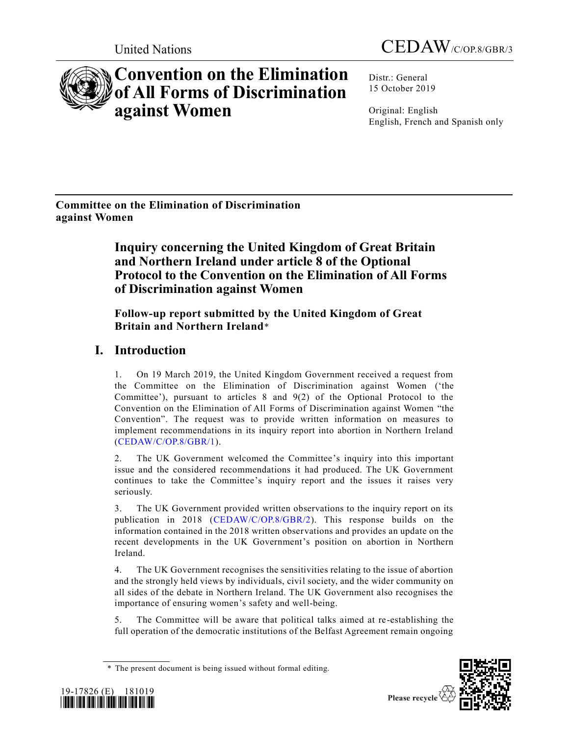United Nations

CEDAW/C/OP.8/GBR/3

# Convention on the Elimination of All Forms of Discrimination against Women

Distr.: General
15 October 2019

Original: English
English, French and Spanish only

**Committee on the Elimination of Discrimination against Women**

## Inquiry concerning the United Kingdom of Great Britain and Northern Ireland under article 8 of the Optional Protocol to the Convention on the Elimination of All Forms of Discrimination against Women

### Follow-up report submitted by the United Kingdom of Great Britain and Northern Ireland*

## I. Introduction

1. On 19 March 2019, the United Kingdom Government received a request from the Committee on the Elimination of Discrimination against Women ('the Committee'), pursuant to articles 8 and 9(2) of the Optional Protocol to the Convention on the Elimination of All Forms of Discrimination against Women "the Convention". The request was to provide written information on measures to implement recommendations in its inquiry report into abortion in Northern Ireland (CEDAW/C/OP.8/GBR/1).

2. The UK Government welcomed the Committee's inquiry into this important issue and the considered recommendations it had produced. The UK Government continues to take the Committee's inquiry report and the issues it raises very seriously.

3. The UK Government provided written observations to the inquiry report on its publication in 2018 (CEDAW/C/OP.8/GBR/2). This response builds on the information contained in the 2018 written observations and provides an update on the recent developments in the UK Government's position on abortion in Northern Ireland.

4. The UK Government recognises the sensitivities relating to the issue of abortion and the strongly held views by individuals, civil society, and the wider community on all sides of the debate in Northern Ireland. The UK Government also recognises the importance of ensuring women's safety and well-being.

5. The Committee will be aware that political talks aimed at re-establishing the full operation of the democratic institutions of the Belfast Agreement remain ongoing

\* The present document is being issued without formal editing.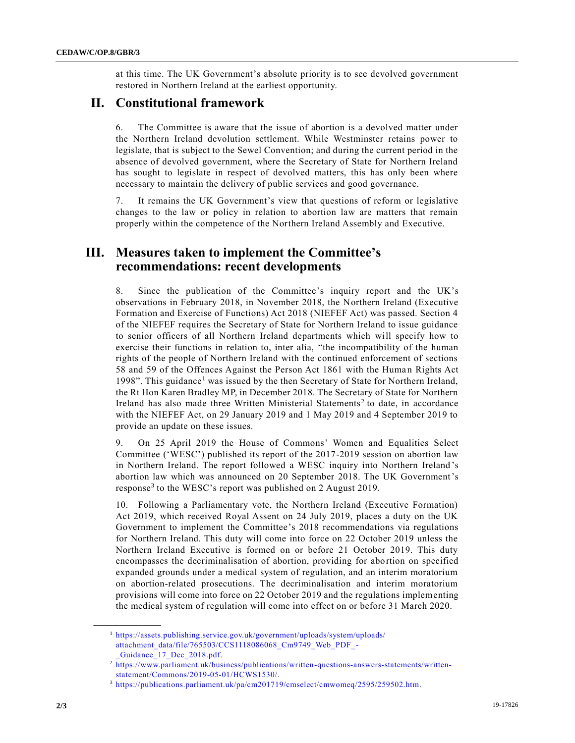at this time. The UK Government's absolute priority is to see devolved government restored in Northern Ireland at the earliest opportunity.

## II. Constitutional framework

6. The Committee is aware that the issue of abortion is a devolved matter under the Northern Ireland devolution settlement. While Westminster retains power to legislate, that is subject to the Sewel Convention; and during the current period in the absence of devolved government, where the Secretary of State for Northern Ireland has sought to legislate in respect of devolved matters, this has only been where necessary to maintain the delivery of public services and good governance.

7. It remains the UK Government's view that questions of reform or legislative changes to the law or policy in relation to abortion law are matters that remain properly within the competence of the Northern Ireland Assembly and Executive.

## III. Measures taken to implement the Committee's recommendations: recent developments

8. Since the publication of the Committee's inquiry report and the UK's observations in February 2018, in November 2018, the Northern Ireland (Executive Formation and Exercise of Functions) Act 2018 (NIEFEF Act) was passed. Section 4 of the NIEFEF requires the Secretary of State for Northern Ireland to issue guidance to senior officers of all Northern Ireland departments which will specify how to exercise their functions in relation to, inter alia, "the incompatibility of the human rights of the people of Northern Ireland with the continued enforcement of sections 58 and 59 of the Offences Against the Person Act 1861 with the Human Rights Act 1998". This guidance[1] was issued by the then Secretary of State for Northern Ireland, the Rt Hon Karen Bradley MP, in December 2018. The Secretary of State for Northern Ireland has also made three Written Ministerial Statements[2] to date, in accordance with the NIEFEF Act, on 29 January 2019 and 1 May 2019 and 4 September 2019 to provide an update on these issues.

9. On 25 April 2019 the House of Commons' Women and Equalities Select Committee ('WESC') published its report of the 2017-2019 session on abortion law in Northern Ireland. The report followed a WESC inquiry into Northern Ireland's abortion law which was announced on 20 September 2018. The UK Government's response[3] to the WESC's report was published on 2 August 2019.

10. Following a Parliamentary vote, the Northern Ireland (Executive Formation) Act 2019, which received Royal Assent on 24 July 2019, places a duty on the UK Government to implement the Committee's 2018 recommendations via regulations for Northern Ireland. This duty will come into force on 22 October 2019 unless the Northern Ireland Executive is formed on or before 21 October 2019. This duty encompasses the decriminalisation of abortion, providing for abortion on specified expanded grounds under a medical system of regulation, and an interim moratorium on abortion-related prosecutions. The decriminalisation and interim moratorium provisions will come into force on 22 October 2019 and the regulations implementing the medical system of regulation will come into effect on or before 31 March 2020.

---

[1] https://assets.publishing.service.gov.uk/government/uploads/system/uploads/attachment_data/file/765503/CCS1118086068_Cm9749_Web_PDF_-_Guidance_17_Dec_2018.pdf.

[2] https://www.parliament.uk/business/publications/written-questions-answers-statements/written-statement/Commons/2019-05-01/HCWS1530/.

[3] https://publications.parliament.uk/pa/cm201719/cmselect/cmwomeq/2595/259502.htm.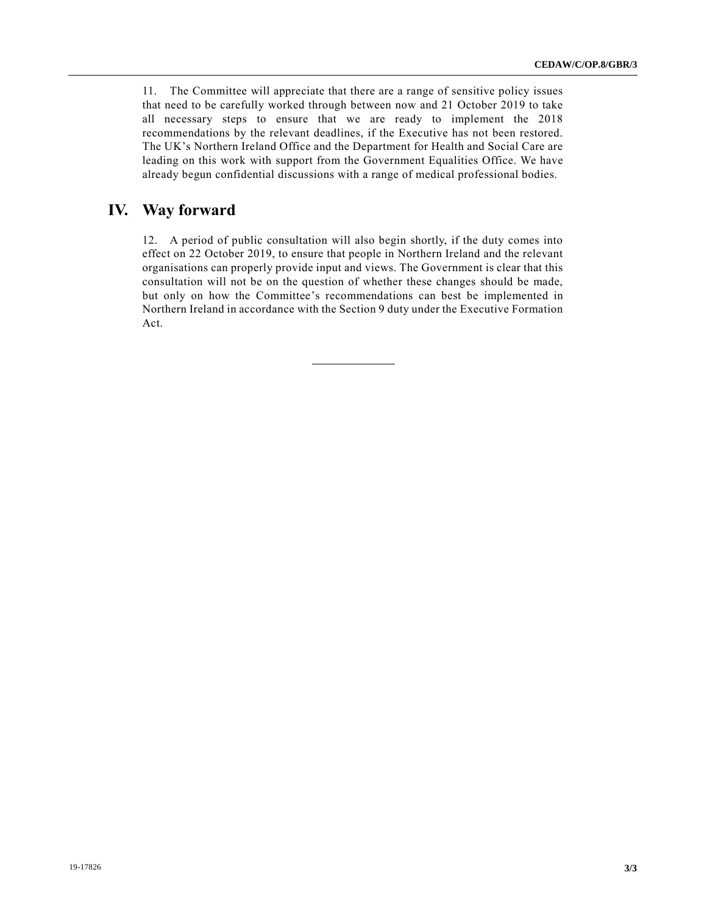11. The Committee will appreciate that there are a range of sensitive policy issues that need to be carefully worked through between now and 21 October 2019 to take all necessary steps to ensure that we are ready to implement the 2018 recommendations by the relevant deadlines, if the Executive has not been restored. The UK's Northern Ireland Office and the Department for Health and Social Care are leading on this work with support from the Government Equalities Office. We have already begun confidential discussions with a range of medical professional bodies.

## IV. Way forward

12. A period of public consultation will also begin shortly, if the duty comes into effect on 22 October 2019, to ensure that people in Northern Ireland and the relevant organisations can properly provide input and views. The Government is clear that this consultation will not be on the question of whether these changes should be made, but only on how the Committee's recommendations can best be implemented in Northern Ireland in accordance with the Section 9 duty under the Executive Formation Act.